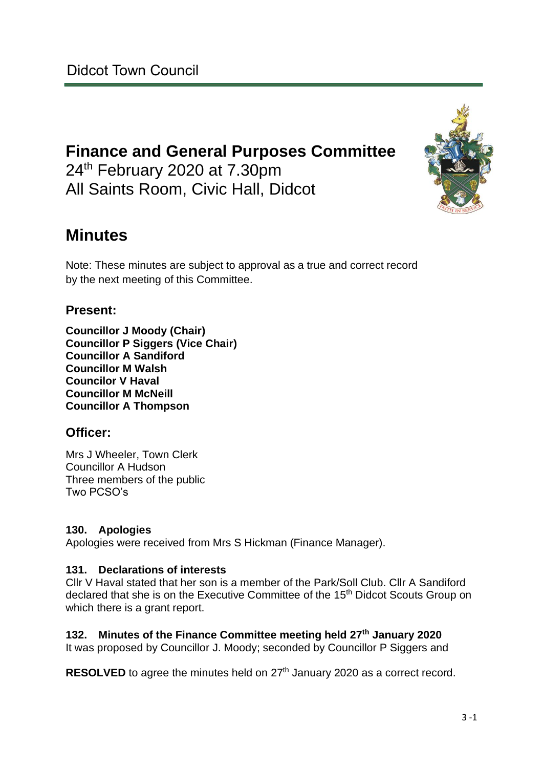Didcot Town Council

# Finance and General Purposes Committee

24th February 2020 at 7.30pm
All Saints Room, Civic Hall, Didcot

# Minutes

Note: These minutes are subject to approval as a true and correct record by the next meeting of this Committee.

## Present:

**Councillor J Moody (Chair)**
**Councillor P Siggers (Vice Chair)**
**Councillor A Sandiford**
**Councillor M Walsh**
**Councilor V Haval**
**Councillor M McNeill**
**Councillor A Thompson**

## Officer:

Mrs J Wheeler, Town Clerk
Councillor A Hudson
Three members of the public
Two PCSO's

### 130. Apologies

Apologies were received from Mrs S Hickman (Finance Manager).

### 131. Declarations of interests

Cllr V Haval stated that her son is a member of the Park/Soll Club. Cllr A Sandiford declared that she is on the Executive Committee of the 15th Didcot Scouts Group on which there is a grant report.

### 132. Minutes of the Finance Committee meeting held 27th January 2020

It was proposed by Councillor J. Moody; seconded by Councillor P Siggers and

**RESOLVED** to agree the minutes held on 27th January 2020 as a correct record.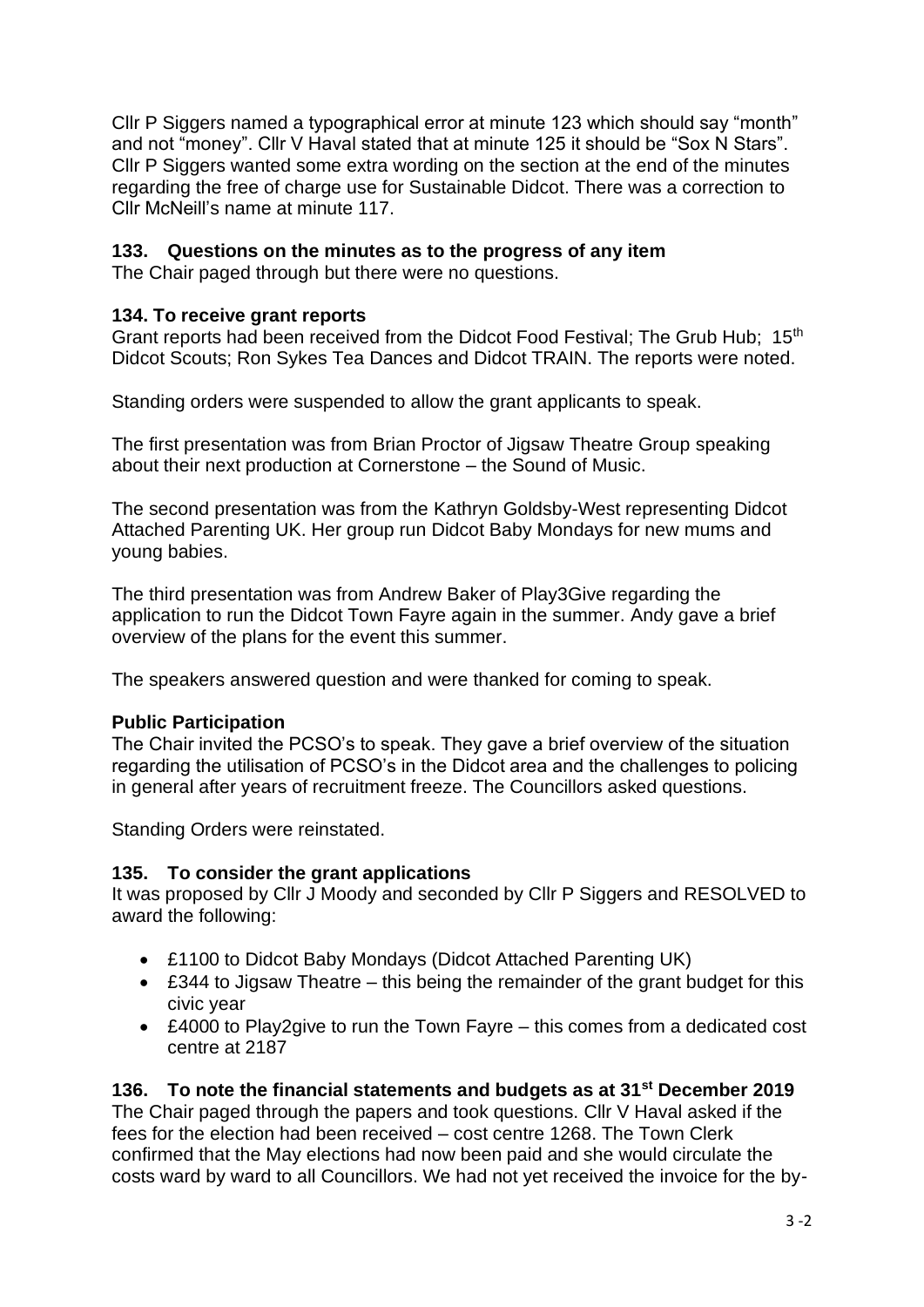Cllr P Siggers named a typographical error at minute 123 which should say "month" and not "money". Cllr V Haval stated that at minute 125 it should be "Sox N Stars". Cllr P Siggers wanted some extra wording on the section at the end of the minutes regarding the free of charge use for Sustainable Didcot. There was a correction to Cllr McNeill's name at minute 117.

### 133. Questions on the minutes as to the progress of any item

The Chair paged through but there were no questions.

### 134. To receive grant reports

Grant reports had been received from the Didcot Food Festival; The Grub Hub; 15th Didcot Scouts; Ron Sykes Tea Dances and Didcot TRAIN. The reports were noted.

Standing orders were suspended to allow the grant applicants to speak.

The first presentation was from Brian Proctor of Jigsaw Theatre Group speaking about their next production at Cornerstone – the Sound of Music.

The second presentation was from the Kathryn Goldsby-West representing Didcot Attached Parenting UK. Her group run Didcot Baby Mondays for new mums and young babies.

The third presentation was from Andrew Baker of Play3Give regarding the application to run the Didcot Town Fayre again in the summer. Andy gave a brief overview of the plans for the event this summer.

The speakers answered question and were thanked for coming to speak.

### Public Participation

The Chair invited the PCSO's to speak. They gave a brief overview of the situation regarding the utilisation of PCSO's in the Didcot area and the challenges to policing in general after years of recruitment freeze. The Councillors asked questions.

Standing Orders were reinstated.

### 135. To consider the grant applications

It was proposed by Cllr J Moody and seconded by Cllr P Siggers and RESOLVED to award the following:

- £1100 to Didcot Baby Mondays (Didcot Attached Parenting UK)
- £344 to Jigsaw Theatre – this being the remainder of the grant budget for this civic year
- £4000 to Play2give to run the Town Fayre – this comes from a dedicated cost centre at 2187

### 136. To note the financial statements and budgets as at 31st December 2019

The Chair paged through the papers and took questions. Cllr V Haval asked if the fees for the election had been received – cost centre 1268. The Town Clerk confirmed that the May elections had now been paid and she would circulate the costs ward by ward to all Councillors. We had not yet received the invoice for the by-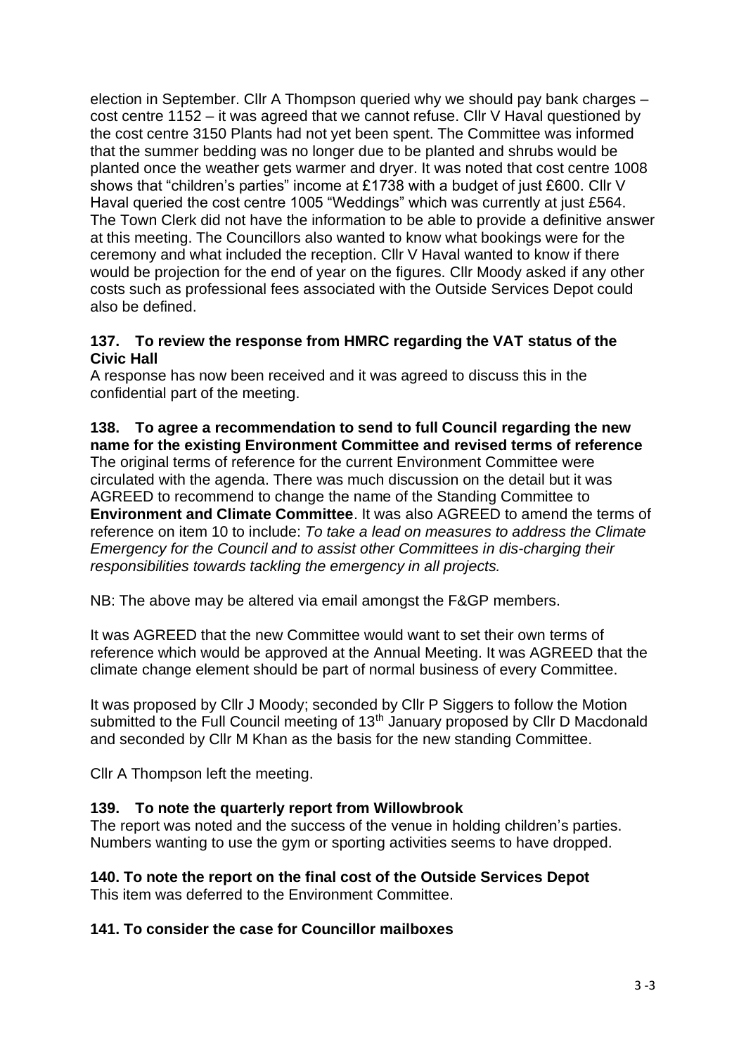election in September. Cllr A Thompson queried why we should pay bank charges – cost centre 1152 – it was agreed that we cannot refuse. Cllr V Haval questioned by the cost centre 3150 Plants had not yet been spent. The Committee was informed that the summer bedding was no longer due to be planted and shrubs would be planted once the weather gets warmer and dryer. It was noted that cost centre 1008 shows that "children's parties" income at £1738 with a budget of just £600. Cllr V Haval queried the cost centre 1005 "Weddings" which was currently at just £564. The Town Clerk did not have the information to be able to provide a definitive answer at this meeting. The Councillors also wanted to know what bookings were for the ceremony and what included the reception. Cllr V Haval wanted to know if there would be projection for the end of year on the figures. Cllr Moody asked if any other costs such as professional fees associated with the Outside Services Depot could also be defined.

**137. To review the response from HMRC regarding the VAT status of the Civic Hall**

A response has now been received and it was agreed to discuss this in the confidential part of the meeting.

**138. To agree a recommendation to send to full Council regarding the new name for the existing Environment Committee and revised terms of reference**

The original terms of reference for the current Environment Committee were circulated with the agenda. There was much discussion on the detail but it was AGREED to recommend to change the name of the Standing Committee to **Environment and Climate Committee**. It was also AGREED to amend the terms of reference on item 10 to include: *To take a lead on measures to address the Climate Emergency for the Council and to assist other Committees in dis-charging their responsibilities towards tackling the emergency in all projects.*

NB: The above may be altered via email amongst the F&GP members.

It was AGREED that the new Committee would want to set their own terms of reference which would be approved at the Annual Meeting. It was AGREED that the climate change element should be part of normal business of every Committee.

It was proposed by Cllr J Moody; seconded by Cllr P Siggers to follow the Motion submitted to the Full Council meeting of 13th January proposed by Cllr D Macdonald and seconded by Cllr M Khan as the basis for the new standing Committee.

Cllr A Thompson left the meeting.

**139. To note the quarterly report from Willowbrook**

The report was noted and the success of the venue in holding children's parties. Numbers wanting to use the gym or sporting activities seems to have dropped.

**140. To note the report on the final cost of the Outside Services Depot**

This item was deferred to the Environment Committee.

**141. To consider the case for Councillor mailboxes**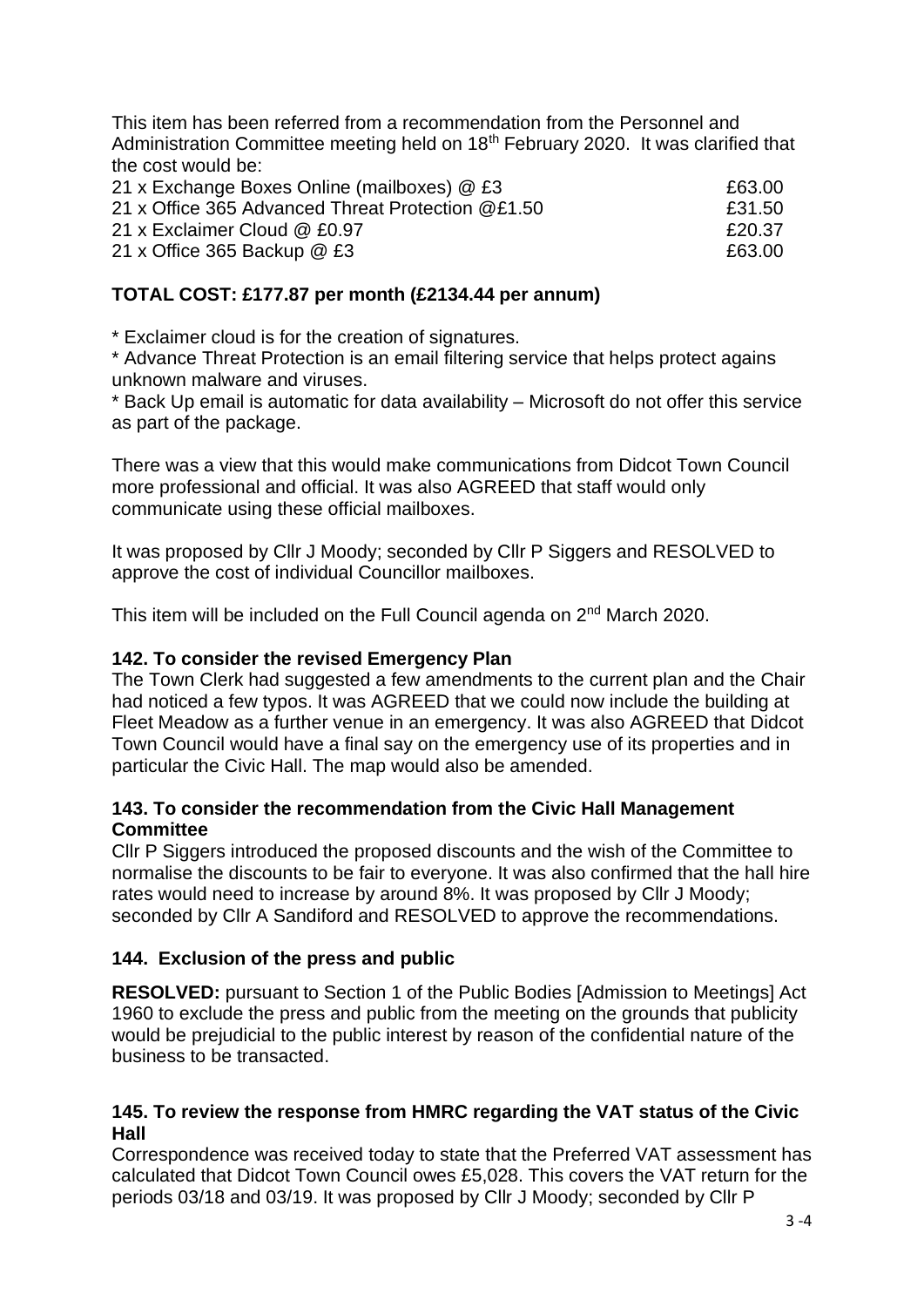This item has been referred from a recommendation from the Personnel and Administration Committee meeting held on 18th February 2020. It was clarified that the cost would be:

| | |
|---|---|
| 21 x Exchange Boxes Online (mailboxes) @ £3 | £63.00 |
| 21 x Office 365 Advanced Threat Protection @£1.50 | £31.50 |
| 21 x Exclaimer Cloud @ £0.97 | £20.37 |
| 21 x Office 365 Backup @ £3 | £63.00 |

**TOTAL COST: £177.87 per month (£2134.44 per annum)**

\* Exclaimer cloud is for the creation of signatures.

\* Advance Threat Protection is an email filtering service that helps protect agains unknown malware and viruses.

\* Back Up email is automatic for data availability – Microsoft do not offer this service as part of the package.

There was a view that this would make communications from Didcot Town Council more professional and official. It was also AGREED that staff would only communicate using these official mailboxes.

It was proposed by Cllr J Moody; seconded by Cllr P Siggers and RESOLVED to approve the cost of individual Councillor mailboxes.

This item will be included on the Full Council agenda on 2nd March 2020.

### 142. To consider the revised Emergency Plan

The Town Clerk had suggested a few amendments to the current plan and the Chair had noticed a few typos. It was AGREED that we could now include the building at Fleet Meadow as a further venue in an emergency. It was also AGREED that Didcot Town Council would have a final say on the emergency use of its properties and in particular the Civic Hall. The map would also be amended.

### 143. To consider the recommendation from the Civic Hall Management Committee

Cllr P Siggers introduced the proposed discounts and the wish of the Committee to normalise the discounts to be fair to everyone. It was also confirmed that the hall hire rates would need to increase by around 8%. It was proposed by Cllr J Moody; seconded by Cllr A Sandiford and RESOLVED to approve the recommendations.

### 144. Exclusion of the press and public

**RESOLVED:** pursuant to Section 1 of the Public Bodies [Admission to Meetings] Act 1960 to exclude the press and public from the meeting on the grounds that publicity would be prejudicial to the public interest by reason of the confidential nature of the business to be transacted.

### 145. To review the response from HMRC regarding the VAT status of the Civic Hall

Correspondence was received today to state that the Preferred VAT assessment has calculated that Didcot Town Council owes £5,028. This covers the VAT return for the periods 03/18 and 03/19. It was proposed by Cllr J Moody; seconded by Cllr P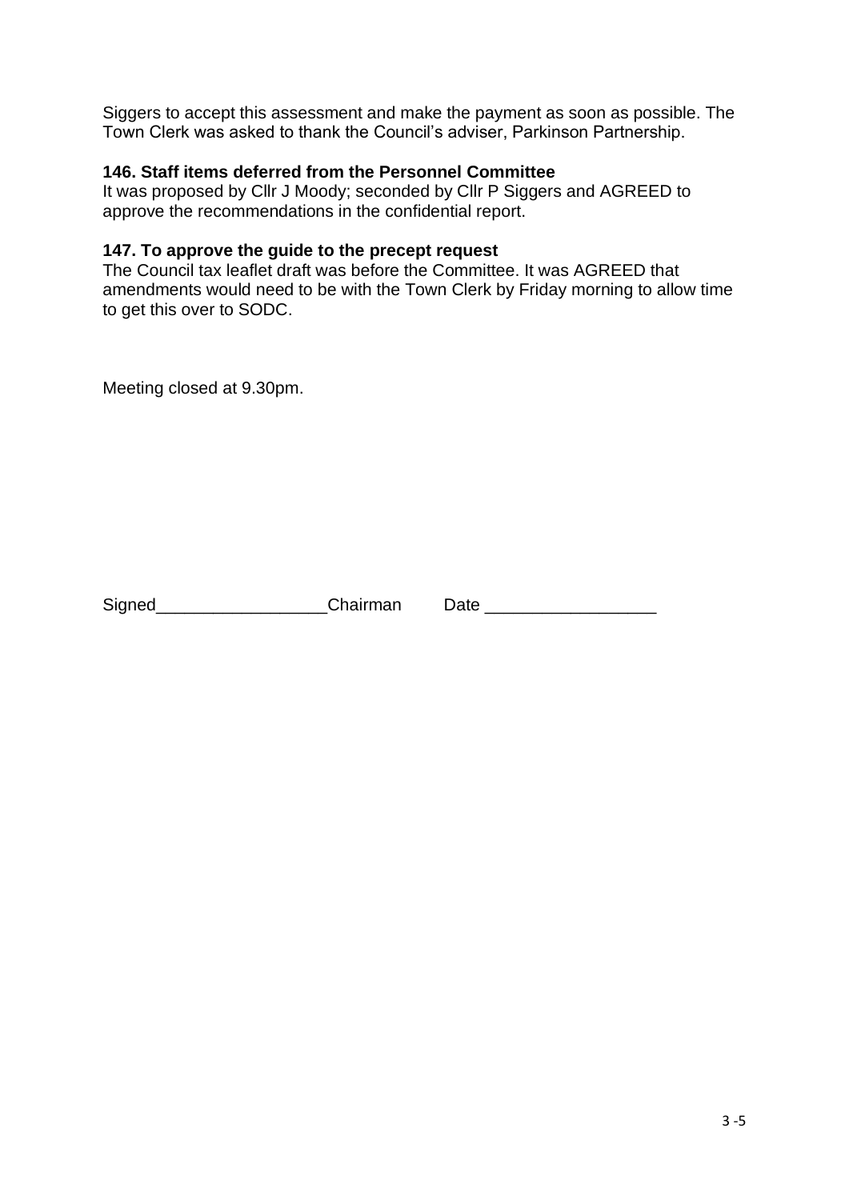Siggers to accept this assessment and make the payment as soon as possible. The Town Clerk was asked to thank the Council's adviser, Parkinson Partnership.

**146. Staff items deferred from the Personnel Committee**

It was proposed by Cllr J Moody; seconded by Cllr P Siggers and AGREED to approve the recommendations in the confidential report.

**147. To approve the guide to the precept request**

The Council tax leaflet draft was before the Committee. It was AGREED that amendments would need to be with the Town Clerk by Friday morning to allow time to get this over to SODC.

Meeting closed at 9.30pm.

Signed__________________Chairman Date __________________